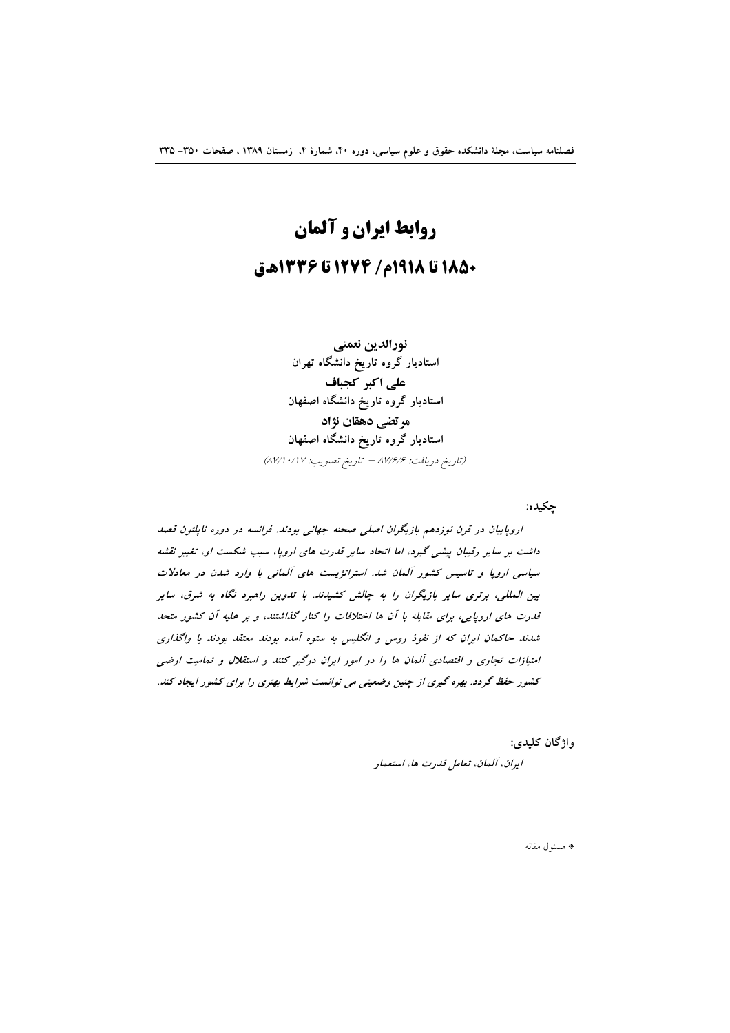# روابط ایران و آلمان

## ۱۸۵۰ تا ۱۹۱۸م/ ۱۲۷۴ تا ۱۳۳۶هق

**نورالدین نعمتی**
استادیار گروه تاریخ دانشگاه تهران

**علی اکبر کجباف**
استادیار گروه تاریخ دانشگاه اصفهان

**مرتضی دهقان نژاد**
استادیار گروه تاریخ دانشگاه اصفهان

(تاریخ دریافت: ۸۷/۶/۶ – تاریخ تصویب: ۸۷/۱۰/۱۷)

**چکیده:**

*اروپاییان در قرن نوزدهم بازیگران اصلی صحنه جهانی بودند. فرانسه در دوره ناپلئون قصد داشت بر سایر رقیبان پیشی گیرد، اما اتحاد سایر قدرت های اروپا، سبب شکست او، تغییر نقشه سیاسی اروپا و تاسیس کشور آلمان شد. استراتژیست های آلمانی با وارد شدن در معادلات بین المللی، برتری سایر بازیگران را به چالش کشیدند. با تدوین راهبرد نگاه به شرق، سایر قدرت های اروپایی، برای مقابله با آن ها اختلافات را کنار گذاشتند، و بر علیه آن کشور متحد شدند حاکمان ایران که از نفوذ روس و انگلیس به ستوه آمده بودند معتقد بودند با واگذاری امتیازات تجاری و اقتصادی آلمان ها را در امور ایران درگیر کنند و استقلال و تمامیت ارضی کشور حفظ گردد. بهره گیری از چنین وضعیتی می توانست شرایط بهتری را برای کشور ایجاد کند.*

**واژگان کلیدی:**
*ایران، آلمان، تعامل قدرت ها، استعمار*

---

* مسئول مقاله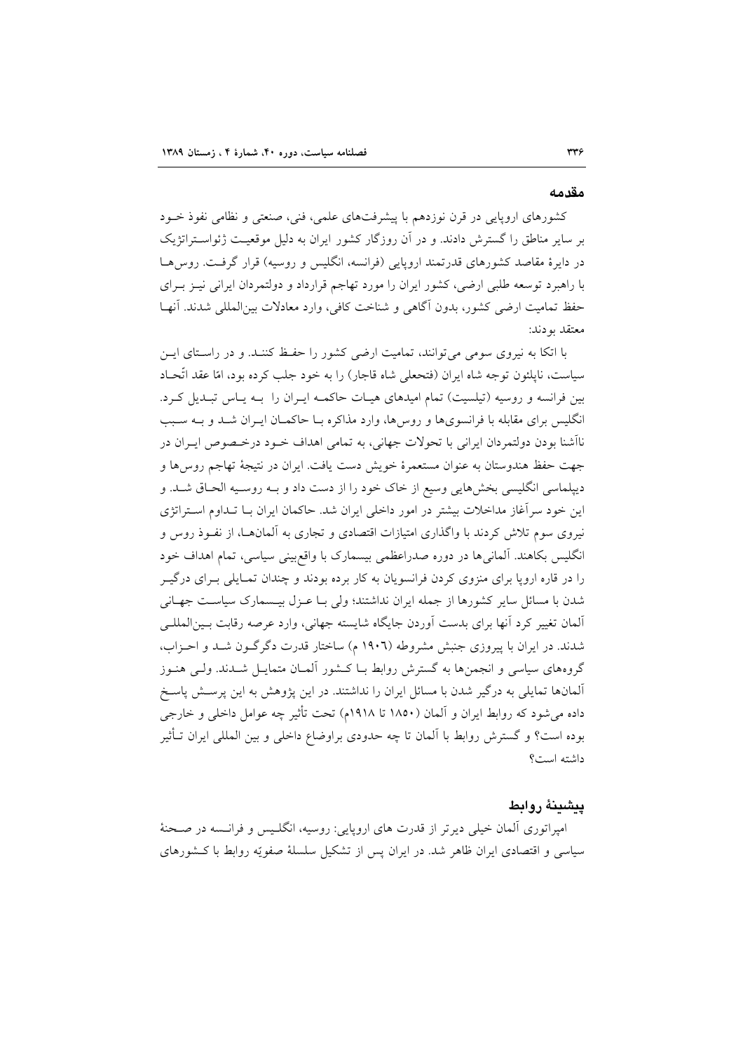## مقدمه

کشورهای اروپایی در قرن نوزدهم با پیشرفت‌های علمی، فنی، صنعتی و نظامی نفوذ خـود بر سایر مناطق را گسترش دادند. و در آن روزگار کشور ایران به دلیل موقعیـت ژئواسـتراتژیک در دایرهٔ مقاصد کشورهای قدرتمند اروپایی (فرانسه، انگلیس و روسیه) قرار گرفـت. روس‌هـا با راهبرد توسعه طلبی ارضی، کشور ایران را مورد تهاجم قرارداد و دولتمردان ایرانی نیـز بـرای حفظ تمامیت ارضی کشور، بدون آگاهی و شناخت کافی، وارد معادلات بین‌المللی شدند. آنهـا معتقد بودند:

با اتکا به نیروی سومی می‌توانند، تمامیت ارضی کشور را حفـظ کننـد. و در راسـتای ایـن سیاست، ناپلئون توجه شاه ایران (فتحعلی شاه قاجار) را به خود جلب کرده بود، امّا عقد اتّحـاد بین فرانسه و روسیه (تیلسیت) تمام امیدهای هیـات حاکمـه ایـران را بـه یـاس تبـدیل کـرد. انگلیس برای مقابله با فرانسوی‌ها و روس‌ها، وارد مذاکره بـا حاکمـان ایـران شـد و بـه سـبب ناآشنا بودن دولتمردان ایرانی با تحولات جهانی، به تمامی اهداف خـود درخـصوص ایـران در جهت حفظ هندوستان به عنوان مستعمرهٔ خویش دست یافت. ایران در نتیجهٔ تهاجم روس‌ها و دیپلماسی انگلیسی بخش‌هایی وسیع از خاک خود را از دست داد و بـه روسـیه الحـاق شـد. و این خود سرآغاز مداخلات بیشتر در امور داخلی ایران شد. حاکمان ایران بـا تـداوم اسـتراتژی نیروی سوم تلاش کردند با واگذاری امتیازات اقتصادی و تجاری به آلمان‌هـا، از نفـوذ روس و انگلیس بکاهند. آلمانی‌ها در دوره صدراعظمی بیسمارک با واقع‌بینی سیاسی، تمام اهداف خود را در قاره اروپا برای منزوی کردن فرانسویان به کار برده بودند و چندان تمـایلی بـرای درگیـر شدن با مسائل سایر کشورها از جمله ایران نداشتند؛ ولی بـا عـزل بیـسمارک سیاسـت جهـانی آلمان تغییر کرد آنها برای بدست آوردن جایگاه شایسته جهانی، وارد عرصه رقابت بـین‌المللـی شدند. در ایران با پیروزی جنبش مشروطه (۱۹۰۶ م) ساختار قدرت دگرگـون شـد و احـزاب، گروه‌های سیاسی و انجمن‌ها به گسترش روابط بـا کـشور آلمـان متمایـل شـدند. ولـی هنـوز آلمان‌ها تمایلی به درگیر شدن با مسائل ایران را نداشتند. در این پژوهش به این پرسـش پاسـخ داده می‌شود که روابط ایران و آلمان (۱۸۵۰ تا ۱۹۱۸م) تحت تأثیر چه عوامل داخلی و خارجی بوده است؟ و گسترش روابط با آلمان تا چه حدودی براوضاع داخلی و بین المللی ایران تـأثیر داشته است؟

## پیشینهٔ روابط

امپراتوری آلمان خیلی دیرتر از قدرت های اروپایی: روسیه، انگلـیس و فرانـسه در صـحنهٔ سیاسی و اقتصادی ایران ظاهر شد. در ایران پس از تشکیل سلسلهٔ صفویّه روابط با کـشورهای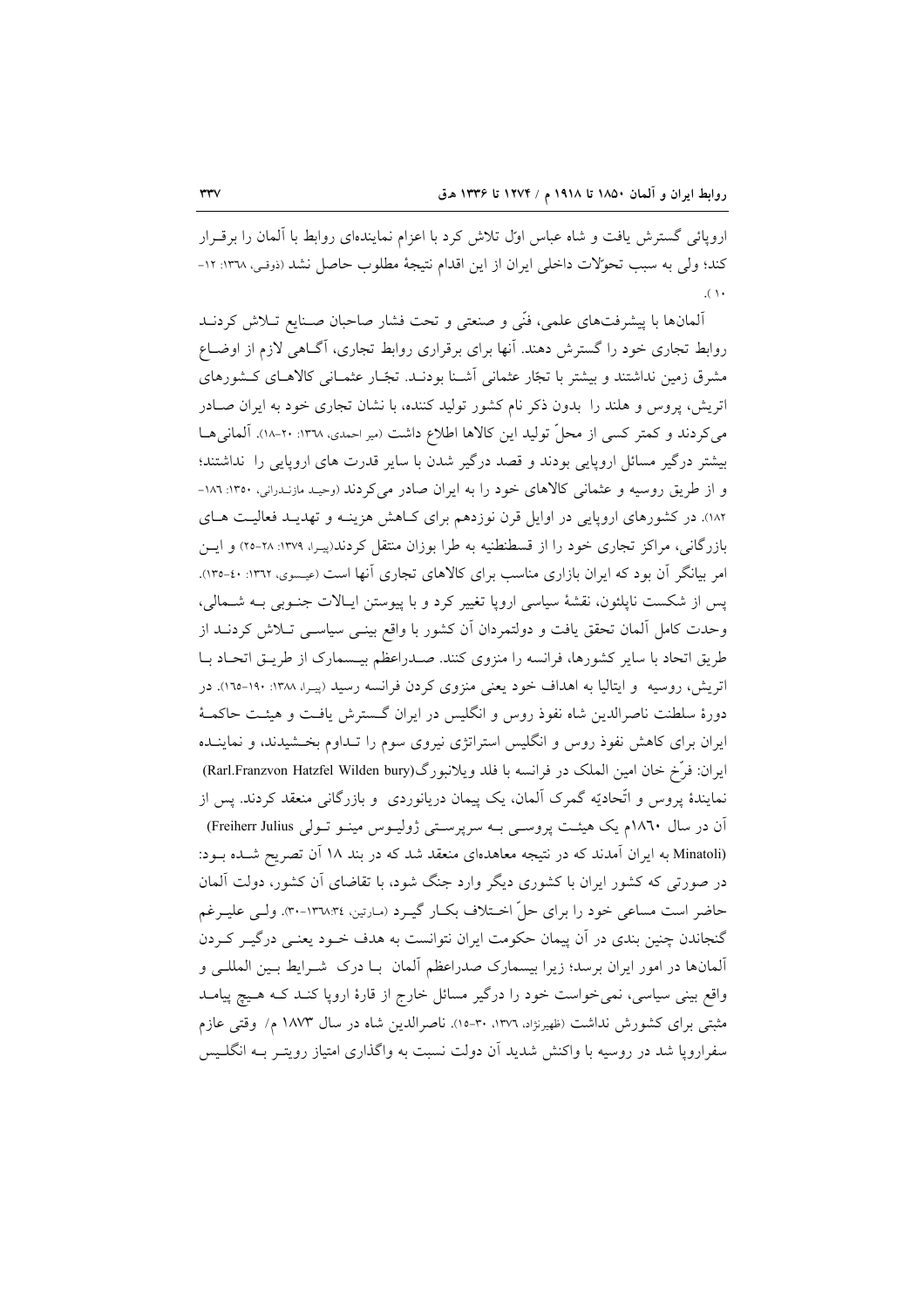اروپائی گسترش یافت و شاه عباس اوّل تلاش کرد با اعزام نماینده‌ای روابط با آلمان را برقـرار کند؛ ولی به سبب تحوّلات داخلی ایران از این اقدام نتیجهٔ مطلوب حاصل نشد (ذوقی، ۱۳٦۸: ۱۲-۱۰).

آلمان‌ها با پیشرفت‌های علمی، فنّی و صنعتی و تحت فشار صاحبان صـنایع تـلاش کردنـد روابط تجاری خود را گسترش دهند. آنها برای برقراری روابط تجاری، آگـاهی لازم از اوضـاع مشرق زمین نداشتند و بیشتر با تجّار عثمانی آشـنا بودنـد. تجّـار عثمـانی کالاهـای کـشورهای اتریش، پروس و هلند را بدون ذکر نام کشور تولید کننده، با نشان تجاری خود به ایران صـادر می‌کردند و کمتر کسی از محلّ تولید این کالاها اطلاع داشت (میر احمدی، ۱۳٦۸: ۲۰-۱۸). آلمانی‌هـا بیشتر درگیر مسائل اروپایی بودند و قصد درگیر شدن با سایر قدرت های اروپایی را نداشتند؛ و از طریق روسیه و عثمانی کالاهای خود را به ایران صادر می‌کردند (وحید مازندرانی، ۱۳۵۰: ۱۸٦-۱۸۲). در کشورهای اروپایی در اوایل قرن نوزدهم برای کـاهش هزینـه و تهدیـد فعالیـت هـای بازرگانی، مراکز تجاری خود را از قسطنطنیه به طرا بوزان منتقل کردند(پیـرا، ۱۳۷۹: ۲۸-۲۵) و ایـن امر بیانگر آن بود که ایران بازاری مناسب برای کالاهای تجاری آنها است (عیسوی، ۱۳٦۲: ٤۰-۱۳۵). پس از شکست ناپلئون، نقشهٔ سیاسی اروپا تغییر کرد و با پیوستن ایـالات جنـوبی بـه شـمالی، وحدت کامل آلمان تحقق یافت و دولتمردان آن کشور با واقع بینـی سیاسـی تـلاش کردنـد از طریق اتحاد با سایر کشورها، فرانسه را منزوی کنند. صـدراعظم بیـسمارک از طریـق اتحـاد بـا اتریش، روسیه و ایتالیا به اهداف خود یعنی منزوی کردن فرانسه رسید (پیـرا، ۱۳۸۸: ۱۹۰-۱٦۵). در دورهٔ سلطنت ناصرالدین شاه نفوذ روس و انگلیس در ایران گـسترش یافـت و هیئـت حاکمـهٔ ایران برای کاهش نفوذ روس و انگلیس استراتژی نیروی سوم را تـداوم بخـشیدند، و نماینـده ایران: فرّخ خان امین الملک در فرانسه با فلد ویلانبورگ(Rarl.Franzvon Hatzfel Wilden bury) نمایندهٔ پروس و اتّحادیّه گمرک آلمان، یک پیمان دریانوردی و بازرگانی منعقد کردند. پس از آن در سال ۱۸٦۰م یک هیئـت پروسـی بـه سرپرسـتی ژولیـوس مینـو تـولی Freiherr Julius (Minatoli) به ایران آمدند که در نتیجه معاهده‌ای منعقد شد که در بند ۱۸ آن تصریح شـده بـود: در صورتی که کشور ایران با کشوری دیگر وارد جنگ شود، با تقاضای آن کشور، دولت آلمان حاضر است مساعی خود را برای حلّ اخـتلاف بکـار گیـرد (مـارتین، ۱۳٦۸:۳٤-۳۰). ولـی علیـرغم گنجاندن چنین بندی در آن پیمان حکومت ایران نتوانست به هدف خـود یعنـی درگیـر کـردن آلمان‌ها در امور ایران برسد؛ زیرا بیسمارک صدراعظم آلمان بـا درک شـرایط بـین المللـی و واقع بینی سیاسی، نمی‌خواست خود را درگیر مسائل خارج از قارهٔ اروپا کنـد کـه هـیچ پیامـد مثبتی برای کشورش نداشت (ظهیرنژاد، ۱۳۷٦، ۳۰-۱۵). ناصرالدین شاه در سال ۱۸۷۳ م/ وقتی عازم سفراروپا شد در روسیه با واکنش شدید آن دولت نسبت به واگذاری امتیاز رویتـر بـه انگلـیس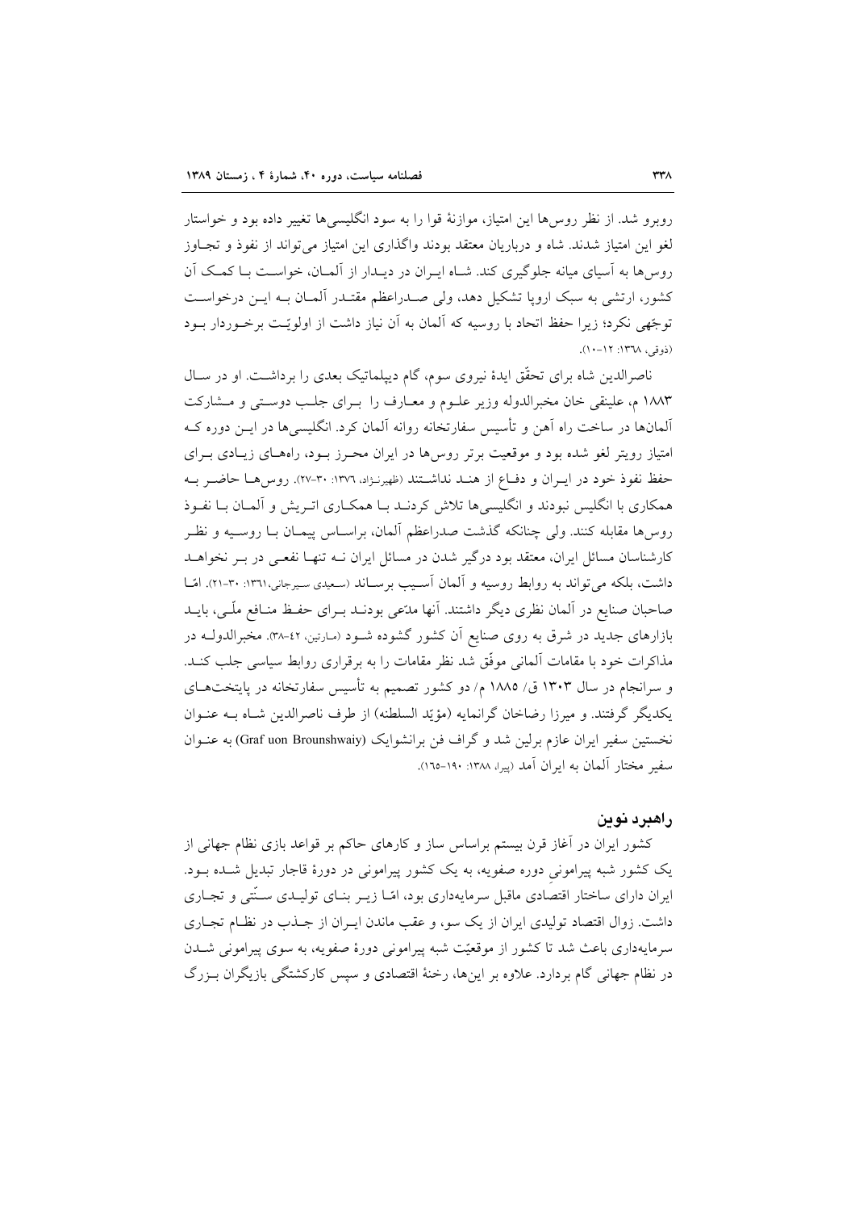روبرو شد. از نظر روس‌ها این امتیاز، موازنهٔ قوا را به سود انگلیسی‌ها تغییر داده بود و خواستار لغو این امتیاز شدند. شاه و درباریان معتقد بودند واگذاری این امتیاز می‌تواند از نفوذ و تجاوز روس‌ها به آسیای میانه جلوگیری کند. شاه ایران در دیدار از آلمان، خواست با کمک آن کشور، ارتشی به سبک اروپا تشکیل دهد، ولی صدراعظم مقتدر آلمان به این درخواست توجّهی نکرد؛ زیرا حفظ اتحاد با روسیه که آلمان به آن نیاز داشت از اولویّت برخوردار بود (ذوقی، ۱۳٦۸: ۱۲-۱۰).

ناصرالدین شاه برای تحقّق ایدهٔ نیروی سوم، گام دیپلماتیک بعدی را برداشت. او در سال ۱۸۸۳ م، علینقی خان مخبرالدوله وزیر علوم و معارف را برای جلب دوستی و مشارکت آلمان‌ها در ساخت راه آهن و تأسیس سفارتخانه روانه آلمان کرد. انگلیسی‌ها در این دوره که امتیاز رویتر لغو شده بود و موقعیت برتر روس‌ها در ایران محرز بود، راه‌های زیادی برای حفظ نفوذ خود در ایران و دفاع از هند نداشتند (ظهیرنژاد، ۱۳۷٦: ۳۰-۲۷). روس‌ها حاضر به همکاری با انگلیس نبودند و انگلیسی‌ها تلاش کردند با همکاری اتریش و آلمان با نفوذ روس‌ها مقابله کنند. ولی چنانکه گذشت صدراعظم آلمان، براساس پیمان با روسیه و نظر کارشناسان مسائل ایران، معتقد بود درگیر شدن در مسائل ایران نه تنها نفعی در بر نخواهد داشت، بلکه می‌تواند به روابط روسیه و آلمان آسیب برساند (سعیدی سیرجانی،۱۳٦۱: ۳۰-۲۱). امّا صاحبان صنایع در آلمان نظری دیگر داشتند. آنها مدّعی بودند برای حفظ منافع ملّی، باید بازارهای جدید در شرق به روی صنایع آن کشور گشوده شود (مارتین، ٤۲-۳۸). مخبرالدوله در مذاکرات خود با مقامات آلمانی موفّق شد نظر مقامات را به برقراری روابط سیاسی جلب کند. و سرانجام در سال ۱۳۰۳ ق/ ۱۸۸۵ م/ دو کشور تصمیم به تأسیس سفارتخانه در پایتخت‌های یکدیگر گرفتند. و میرزا رضاخان گرانمایه (مؤیّد السلطنه) از طرف ناصرالدین شاه به عنوان نخستین سفیر ایران عازم برلین شد و گراف فن برانشوایک (Graf uon Brounshwaiy) به عنوان سفیر مختار آلمان به ایران آمد (پیرا، ۱۳۸۸: ۱۹۰-۱٦۵).

## راهبرد نوین

کشور ایران در آغاز قرن بیستم براساس ساز و کارهای حاکم بر قواعد بازی نظام جهانی از یک کشور شبه پیرامونی دوره صفویه، به یک کشور پیرامونی در دورهٔ قاجار تبدیل شده بود. ایران دارای ساختار اقتصادی ماقبل سرمایه‌داری بود، امّا زیر بنای تولیدی سنّتی و تجاری داشت. زوال اقتصاد تولیدی ایران از یک سو، و عقب ماندن ایران از جذب در نظام تجاری سرمایه‌داری باعث شد تا کشور از موقعیّت شبه پیرامونی دورهٔ صفویه، به سوی پیرامونی شدن در نظام جهانی گام بردارد. علاوه بر این‌ها، رخنهٔ اقتصادی و سپس کارکشتگی بازیگران بزرگ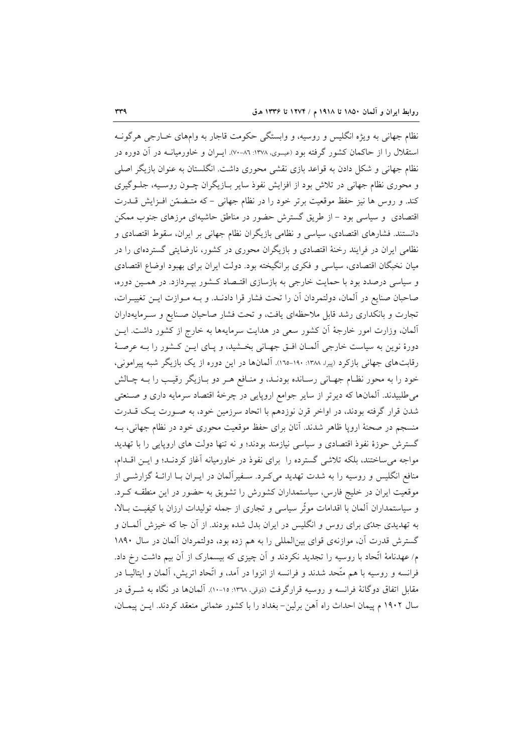نظام جهانی به ویژه انگلیس و روسیه، و وابستگی حکومت قاجار به وام‌های خـارجی هرگونـه استقلال را از حاکمان کشور گرفته بود (عیسوی، ۱۳۷۸: ۸۶-۷۰). ایـران و خاورمیانـه در آن دوره در نظام جهانی و شکل دادن به قواعد بازی نقشی محوری داشت. انگلستان به عنوان بازیگر اصلی و محوری نظام جهانی در تلاش بود از افزایش نفوذ سایر بـازیگران چـون روسـیه، جلـوگیری کند. و روس ها نیز حفظ موقعیت برتر خود را در نظام جهانی - که متـضمّن افـزایش قـدرت اقتصادی و سیاسی بود - از طریق گسترش حضور در مناطق حاشیه‌ای مرزهای جنوب ممکن دانستند. فشارهای اقتصادی، سیاسی و نظامی بازیگران نظام جهانی بر ایران، سقوط اقتصادی و نظامی ایران در فرایند رخنهٔ اقتصادی و بازیگران محوری در کشور، نارضایتی گسترده‌ای را در میان نخبگان اقتصادی، سیاسی و فکری برانگیخته بود. دولت ایران برای بهبود اوضاع اقتصادی و سیاسی درصدد بود با حمایت خارجی به بازسازی اقتـصاد کـشور بپـردازد. در همـین دوره، صاحبان صنایع در آلمان، دولتمردان آن را تحت فشار قرا دادنـد. و بـه مـوازت ایـن تغییـرات، تجارت و بانکداری رشد قابل ملاحظه‌ای یافت، و تحت فشار صاحبان صـنایع و سـرمایه‌داران آلمان، وزارت امور خارجهٔ آن کشور سعی در هدایت سرمایه‌ها به خارج از کشور داشت. ایـن دورهٔ نوین به سیاست خارجی آلمـان افـق جهـانی بخـشید، و پـای ایـن کـشور را بـه عرصـهٔ رقابت‌های جهانی بازکرد (پیرا، ۱۳۸۸: ۱۹۰-۱۶۵). آلمان‌ها در این دوره از یک بازیگر شبه پیرامونی، خود را به محور نظـام جهـانی رسـانده بودنـد، و منـافع هـر دو بـازیگر رقیـب را بـه چـالش می‌طلبیدند. آلمان‌ها که دیرتر از سایر جوامع اروپایی در چرخهٔ اقتصاد سرمایه داری و صـنعتی شدن قرار گرفته بودند، در اواخر قرن نوزدهم با اتحاد سرزمین خود، به صـورت یـک قـدرت منسجم در صحنهٔ اروپا ظاهر شدند. آنان برای حفظ موقعیت محوری خود در نظام جهانی، بـه گسترش حوزهٔ نفوذ اقتصادی و سیاسی نیازمند بودند؛ و نه تنها دولت های اروپایی را با تهدید مواجه می‌ساختند، بلکه تلاشی گسترده را برای نفوذ در خاورمیانه آغاز کردنـد؛ و ایـن اقـدام، منافع انگلیس و روسیه را به شدت تهدید می‌کـرد. سـفیرآلمان در ایـران بـا ارائـهٔ گزارشـی از موقعیت ایران در خلیج فارس، سیاستمداران کشورش را تشویق به حضور در این منطقـه کـرد. و سیاستمداران آلمان با اقدامات موثّر سیاسی و تجاری از جمله تولیدات ارزان با کیفیـت بـالا، به تهدیدی جدّی برای روس و انگلیس در ایران بدل شده بودند. از آن جا که خیزش آلمـان و گسترش قدرت آن، موازنه‌ی قوای بین‌المللی را به هم زده بود، دولتمردان آلمان در سال ۱۸۹۰ م/ عهدنامهٔ اتّحاد با روسیه را تجدید نکردند و آن چیزی که بیسمارک از آن بیم داشت رخ داد. فرانسه و روسیه با هم متّحد شدند و فرانسه از انزوا در آمد، و اتّحاد اتریش، آلمان و ایتالیـا در مقابل اتفاق دوگانهٔ فرانسه و روسیه قرارگرفت (ذوقی، ۱۳۶۸: ۱۵-۱۰). آلمان‌ها در نگاه به شـرق در سال ۱۹۰۲ م پیمان احداث راه آهن برلین- بغداد را با کشور عثمانی منعقد کردند. ایـن پیمـان،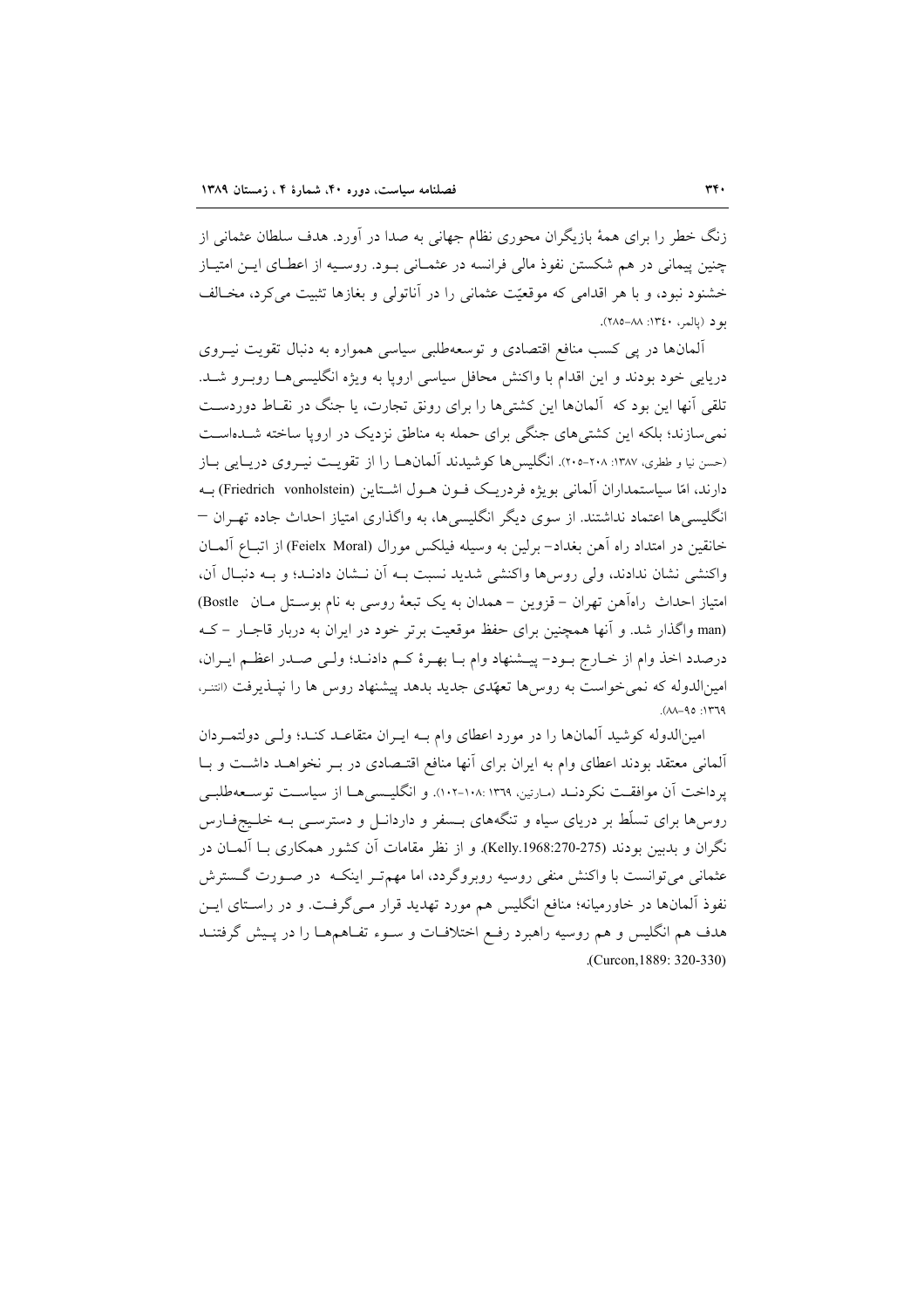زنگ خطر را برای همهٔ بازیگران محوری نظام جهانی به صدا در آورد. هدف سلطان عثمانی از چنین پیمانی در هم شکستن نفوذ مالی فرانسه در عثمانی بود. روسیه از اعطای این امتیاز خشنود نبود، و با هر اقدامی که موقعیّت عثمانی را در آناتولی و بغازها تثبیت می‌کرد، مخالف بود (پالمر، ۱۳۴۰: ۸۸-۲۸۵).

آلمان‌ها در پی کسب منافع اقتصادی و توسعه‌طلبی سیاسی همواره به دنبال تقویت نیروی دریایی خود بودند و این اقدام با واکنش محافل سیاسی اروپا به ویژه انگلیسی‌ها روبرو شد. تلقی آنها این بود که آلمان‌ها این کشتی‌ها را برای رونق تجارت، یا جنگ در نقاط دوردست نمی‌سازند؛ بلکه این کشتی‌های جنگی برای حمله به مناطق نزدیک در اروپا ساخته شده‌است (حسن نیا و ظطری، ۱۳۸۷: ۲۰۸-۲۰۵). انگلیس‌ها کوشیدند آلمان‌ها را از تقویت نیروی دریایی باز دارند، امّا سیاستمداران آلمانی بویژه فردریک فون هول اشتاین (Friedrich vonholstein) به انگلیسی‌ها اعتماد نداشتند. از سوی دیگر انگلیسی‌ها، به واگذاری امتیاز احداث جاده تهران – خانقین در امتداد راه آهن بغداد- برلین به وسیله فیلکس مورال (Feielx Moral) از اتباع آلمان واکنشی نشان ندادند، ولی روس‌ها واکنشی شدید نسبت به آن نشان دادند؛ و به دنبال آن، امتیاز احداث راه‌آهن تهران – قزوین – همدان به یک تبعهٔ روسی به نام بوستل مان (Bostle man) واگذار شد. و آنها همچنین برای حفظ موقعیت برتر خود در ایران به دربار قاجار – که درصدد اخذ وام از خارج بود- پیشنهاد وام با بهرهٔ کم دادند؛ ولی صدر اعظم ایران، امین‌الدوله که نمی‌خواست به روس‌ها تعهّدی جدید بدهد پیشنهاد روس ها را نپذیرفت (انتنر، ۱۳۶۹: ۹۵-۸۸).

امین‌الدوله کوشید آلمان‌ها را در مورد اعطای وام به ایران متقاعد کند؛ ولی دولتمردان آلمانی معتقد بودند اعطای وام به ایران برای آنها منافع اقتصادی در بر نخواهد داشت و با پرداخت آن موافقت نکردند (مارتین، ۱۳۶۹ :۱۰۸-۱۰۲). و انگلیسی‌ها از سیاست توسعه‌طلبی روس‌ها برای تسلّط بر دریای سیاه و تنگه‌های بسفر و داردانل و دسترسی به خلیج‌فارس نگران و بدبین بودند (Kelly.1968:270-275). و از نظر مقامات آن کشور همکاری با آلمان در عثمانی می‌توانست با واکنش منفی روسیه روبروگردد، اما مهم‌تر اینکه در صورت گسترش نفوذ آلمان‌ها در خاورمیانه؛ منافع انگلیس هم مورد تهدید قرار می‌گرفت. و در راستای این هدف هم انگلیس و هم روسیه راهبرد رفع اختلافات و سوء تفاهم‌ها را در پیش گرفتند (Curcon,1889: 320-330).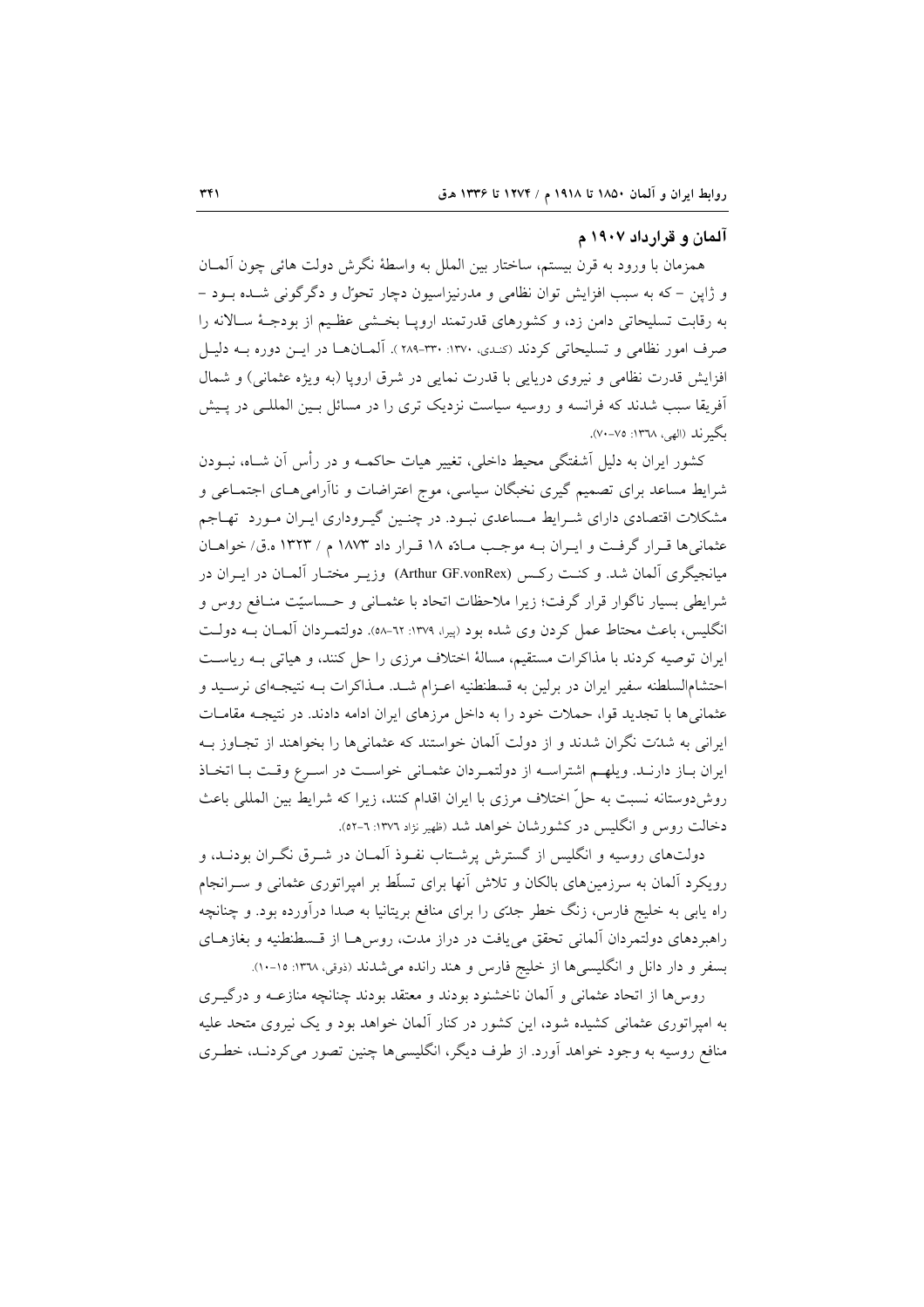## آلمان و قرارداد ۱۹۰۷ م

همزمان با ورود به قرن بیستم، ساختار بین الملل به واسطهٔ نگرش دولت هائی چون آلمـان و ژاپن – که به سبب افزایش توان نظامی و مدرنیزاسیون دچار تحوّل و دگرگونی شـده بـود – به رقابت تسلیحاتی دامن زد، و کشورهای قدرتمند اروپـا بخـشی عظـیم از بودجـهٔ سـالانه را صرف امور نظامی و تسلیحاتی کردند (کنـدی، ۱۳۷۰: ۳۳۰-۲۸۹ ). آلمـان‌هـا در ایـن دوره بـه دلیـل افزایش قدرت نظامی و نیروی دریایی با قدرت نمایی در شرق اروپا (به ویژه عثمانی) و شمال آفریقا سبب شدند که فرانسه و روسیه سیاست نزدیک تری را در مسائل بـین المللـی در پـیش بگیرند (الهی، ۱۳٦۸: ۷۵-۷۰).

کشور ایران به دلیل آشفتگی محیط داخلی، تغییر هیات حاکمـه و در رأس آن شـاه، نبـودن شرایط مساعد برای تصمیم گیری نخبگان سیاسی، موج اعتراضات و ناآرامی‌هـای اجتمـاعی و مشکلات اقتصادی دارای شـرایط مـساعدی نبـود. در چنـین گیـرودار ایـران مـورد تهـاجم عثمانی‌ها قـرار گرفـت و ایـران بـه موجـب مـادّه ۱۸ قـرار داد ۱۸۷۳ م / ۱۳۲۳ ه.ق/ خواهـان میانجیگری آلمان شد. و کنـت رکـس (Arthur GF.vonRex) وزیـر مختـار آلمـان در ایـران در شرایطی بسیار ناگوار قرار گرفت؛ زیرا ملاحظات اتحاد با عثمـانی و حـساسیّت منـافع روس و انگلیس، باعث محتاط عمل کردن وی شده بود (پیرا، ۱۳۷۹: ٦۲-۵۸). دولتمـردان آلمـان بـه دولـت ایران توصیه کردند با مذاکرات مستقیم، مسالهٔ اختلاف مرزی را حل کنند، و هیاتی بـه ریاسـت احتشام‌السلطنه سفیر ایران در برلین به قسطنطنیه اعـزام شـد. مـذاکرات بـه نتیجـه‌ای نرسـید و عثمانی‌ها با تجدید قوا، حملات خود را به داخل مرزهای ایران ادامه دادند. در نتیجـه مقامـات ایرانی به شدّت نگران شدند و از دولت آلمان خواستند که عثمانی‌ها را بخواهند از تجـاوز بـه ایران بـاز دارنـد. ویلهـم اشتراسـه از دولتمـردان عثمـانی خواسـت در اسـرع وقـت بـا اتخـاذ روش‌دوستانه نسبت به حلّ اختلاف مرزی با ایران اقدام کنند، زیرا که شرایط بین المللی باعث دخالت روس و انگلیس در کشورشان خواهد شد (ظهیر نژاد ۱۳۷٦: ٦-۵۲).

دولت‌های روسیه و انگلیس از گسترش پرشـتاب نفـوذ آلمـان در شـرق نگـران بودنـد، و رویکرد آلمان به سرزمین‌های بالکان و تلاش آنها برای تسلّط بر امپراتوری عثمانی و سـرانجام راه یابی به خلیج فارس، زنگ خطر جدّی را برای منافع بریتانیا به صدا درآورده بود. و چنانچه راهبردهای دولتمردان آلمانی تحقق می‌یافت در دراز مدت، روس‌هـا از قـسطنطنیه و بغازهـای بسفر و دار دانل و انگلیسی‌ها از خلیج فارس و هند رانده می‌شدند (ذوقی، ۱۳٦۸: ۱۵-۱۰).

روس‌ها از اتحاد عثمانی و آلمان ناخشنود بودند و معتقد بودند چنانچه منازعـه و درگیـری به امپراتوری عثمانی کشیده شود، این کشور در کنار آلمان خواهد بود و یک نیروی متحد علیه منافع روسیه به وجود خواهد آورد. از طرف دیگر، انگلیسی‌ها چنین تصور می‌کردنـد، خطـری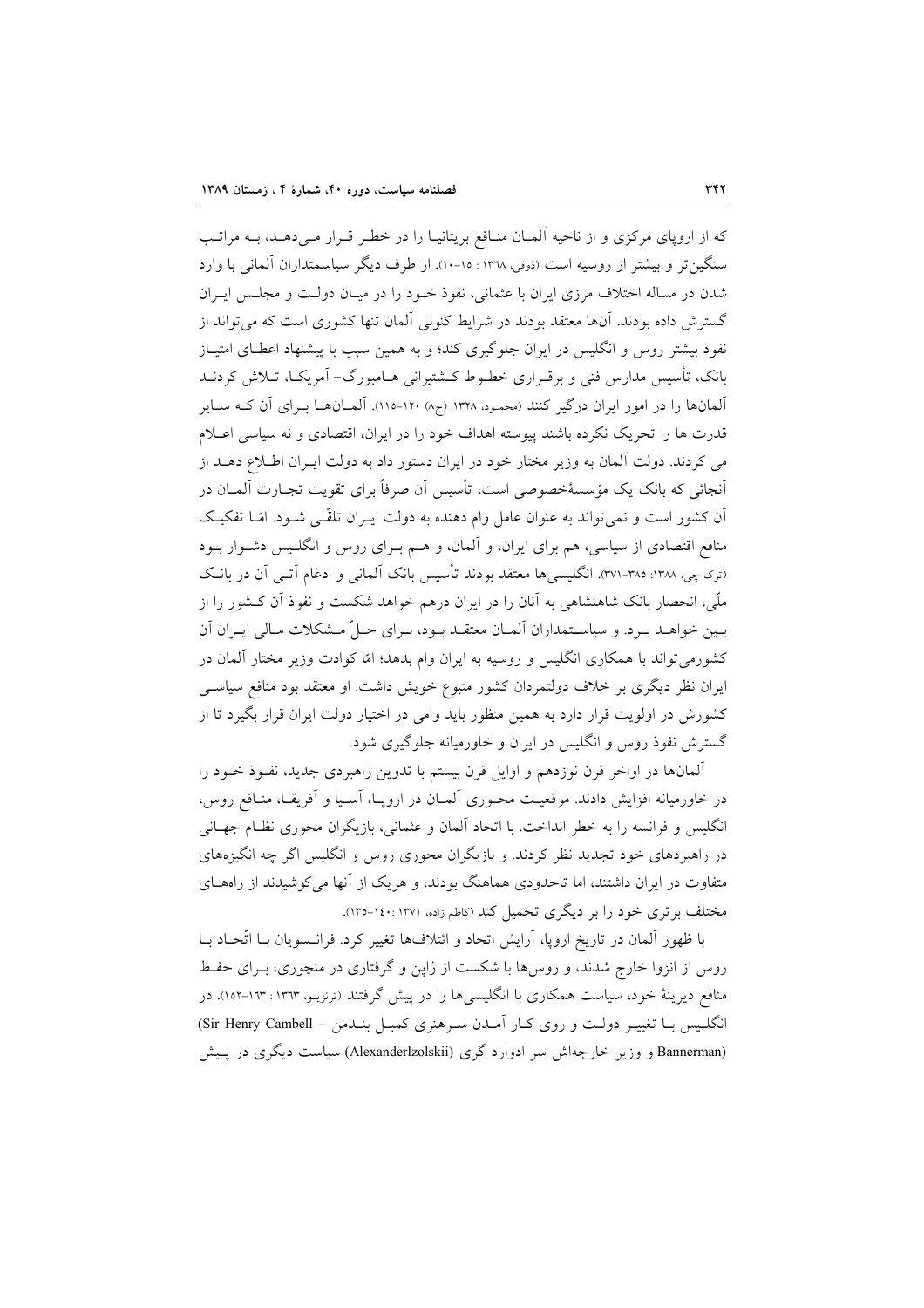که از اروپای مرکزی و از ناحیه آلمـان منـافع بریتانیـا را در خطـر قـرار مـی‌دهـد، بـه مراتـب سنگین‌تر و بیشتر از روسیه است (ذوقی، ۱۳۶۸ : ۱۵-۱۰). از طرف دیگر سیاسمتداران آلمانی با وارد شدن در مساله اختلاف مرزی ایران با عثمانی، نفوذ خـود را در میـان دولـت و مجلـس ایـران گسترش داده بودند. آن‌ها معتقد بودند در شرایط کنونی آلمان تنها کشوری است که می‌تواند از نفوذ بیشتر روس و انگلیس در ایران جلوگیری کند؛ و به همین سبب با پیشنهاد اعطـای امتیـاز بانک، تأسیس مدارس فنی و برقـراری خطـوط کـشتیرانی هـامبورگ- آمریکـا، تـلاش کردنـد آلمان‌ها را در امور ایران درگیر کنند (محمود، ۱۳۲۸: (ج۸) ۱۲۰-۱۱۵). آلمـان‌هـا بـرای آن کـه سـایر قدرت ها را تحریک نکرده باشند پیوسته اهداف خود را در ایران، اقتصادی و نه سیاسی اعـلام می کردند. دولت آلمان به وزیر مختار خود در ایران دستور داد به دولت ایـران اطـلاع دهـد از آنجائی که بانک یک مؤسسهٔخصوصی است، تأسیس آن صرفاً برای تقویت تجـارت آلمـان در آن کشور است و نمی‌تواند به عنوان عامل وام دهنده به دولت ایـران تلقّـی شـود. امّـا تفکیـک منافع اقتصادی از سیاسی، هم برای ایران، و آلمان، و هـم بـرای روس و انگلـیس دشـوار بـود (ترک چی، ۱۳۸۸: ۳۸۵-۳۷۱). انگلیسی‌ها معتقد بودند تأسیس بانک آلمانی و ادغام آتـی آن در بانـک ملّی، انحصار بانک شاهنشاهی به آنان را در ایران درهم خواهد شکست و نفوذ آن کـشور را از بـین خواهـد بـرد. و سیاسـتمداران آلمـان معتقـد بـود، بـرای حـلّ مـشکلات مـالی ایـران آن کشورمی‌تواند با همکاری انگلیس و روسیه به ایران وام بدهد؛ امّا کوادت وزیر مختار آلمان در ایران نظر دیگری بر خلاف دولتمردان کشور متبوع خویش داشت. او معتقد بود منافع سیاسـی کشورش در اولویت قرار دارد به همین منظور باید وامی در اختیار دولت ایران قرار بگیرد تا از گسترش نفوذ روس و انگلیس در ایران و خاورمیانه جلوگیری شود.

آلمان‌ها در اواخر قرن نوزدهم و اوایل قرن بیستم با تدوین راهبردی جدید، نفـوذ خـود را در خاورمیانه افزایش دادند. موقعیـت محـوری آلمـان در اروپـا، آسـیا و آفریقـا، منـافع روس، انگلیس و فرانسه را به خطر انداخت. با اتحاد آلمان و عثمانی، بازیگران محوری نظـام جهـانی در راهبردهای خود تجدید نظر کردند. و بازیگران محوری روس و انگلیس اگر چه انگیزه‌های متفاوت در ایران داشتند، اما تاحدودی هماهنگ بودند، و هریک از آنها می‌کوشیدند از راه‌هـای مختلف برتری خود را بر دیگری تحمیل کند (کاظم زاده، ۱۳۷۱ :۱۴۰-۱۳۵).

با ظهور آلمان در تاریخ اروپا، آرایش اتحاد و ائتلاف‌ها تغییر کرد. فرانـسویان بـا اتّحـاد بـا روس از انزوا خارج شدند، و روس‌ها با شکست از ژاپن و گرفتاری در منچوری، بـرای حفـظ منافع دیرینهٔ خود، سیاست همکاری با انگلیسی‌ها را در پیش گرفتند (ترنزیـو، ۱۳۶۳ : ۱۶۳-۱۵۲). در انگلـیس بـا تغییـر دولـت و روی کـار آمـدن سـرهنری کمبـل بنـدمن – Sir Henry Cambell) (Bannerman و وزیر خارجه‌اش سر ادوارد گری (Alexanderlzolskii) سیاست دیگری در پـیش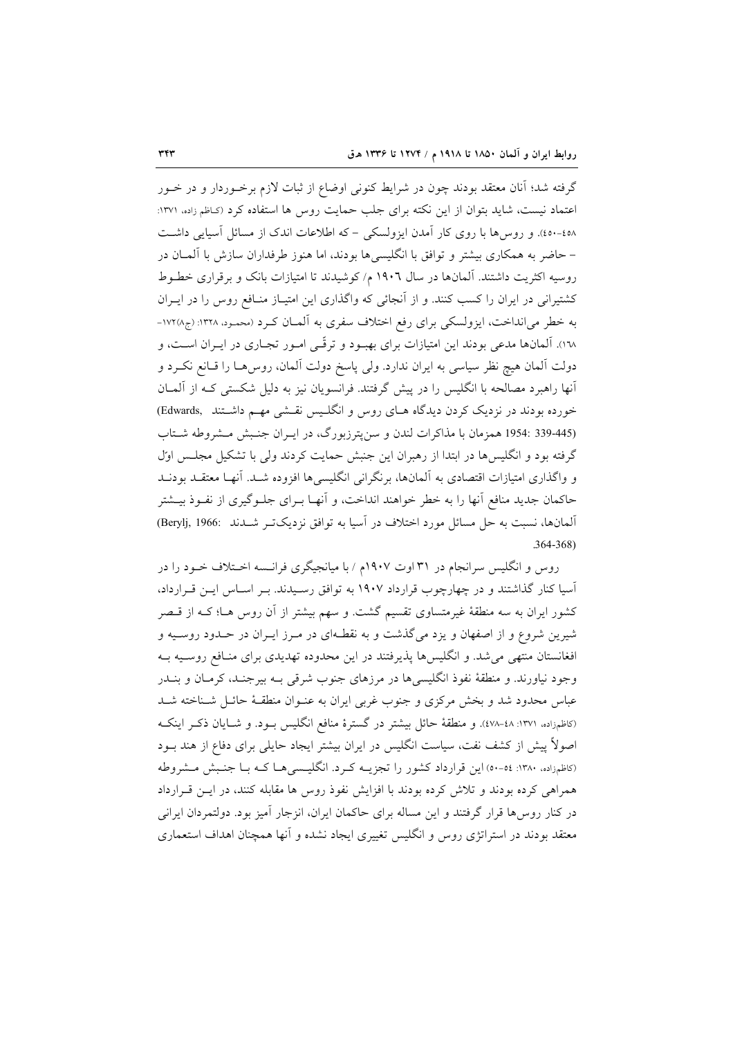گرفته شد؛ آنان معتقد بودند چون در شرایط کنونی اوضاع از ثبات لازم برخوردار و در خور اعتماد نیست، شاید بتوان از این نکته برای جلب حمایت روس ها استفاده کرد (کاظم زاده، ۱۳۷۱: ۴۵۸-۴۵۰). و روس‌ها با روی کار آمدن ایزولسکی - که اطلاعات اندک از مسائل آسیایی داشت - حاضر به همکاری بیشتر و توافق با انگلیسی‌ها بودند، اما هنوز طرفداران سازش با آلمان در روسیه اکثریت داشتند. آلمان‌ها در سال ۱۹۰۶ م/ کوشیدند تا امتیازات بانک و برقراری خطوط کشتیرانی در ایران را کسب کنند. و از آنجائی که واگذاری این امتیاز منافع روس را در ایران به خطر می‌انداخت، ایزولسکی برای رفع اختلاف سفری به آلمان کرد (محمود، ۱۳۲۸: (ج۸)۱۷۲-۱۶۸). آلمان‌ها مدعی بودند این امتیازات برای بهبود و ترقّی امور تجاری در ایران است، و دولت آلمان هیچ نظر سیاسی به ایران ندارد. ولی پاسخ دولت آلمان، روس‌ها را قانع نکرد و آنها راهبرد مصالحه با انگلیس را در پیش گرفتند. فرانسویان نیز به دلیل شکستی که از آلمان خورده بودند در نزدیک کردن دیدگاه های روس و انگلیس نقشی مهم داشتند (Edwards, 1954: 339-445) همزمان با مذاکرات لندن و سن‌پترزبورگ، در ایران جنبش مشروطه شتاب گرفته بود و انگلیس‌ها در ابتدا از رهبران این جنبش حمایت کردند ولی با تشکیل مجلس اوّل و واگذاری امتیازات اقتصادی به آلمان‌ها، برنگرانی انگلیسی‌ها افزوده شد. آنها معتقد بودند حاکمان جدید منافع آنها را به خطر خواهند انداخت، و آنها برای جلوگیری از نفوذ بیشتر آلمان‌ها، نسبت به حل مسائل مورد اختلاف در آسیا به توافق نزدیک‌تر شدند (Berylj, 1966: 364-368).

روس و انگلیس سرانجام در ۳۱ اوت ۱۹۰۷م / با میانجیگری فرانسه اختلاف خود را در آسیا کنار گذاشتند و در چهارچوب قرارداد ۱۹۰۷ به توافق رسیدند. بر اساس این قرارداد، کشور ایران به سه منطقهٔ غیرمتساوی تقسیم گشت. و سهم بیشتر از آن روس ها؛ که از قصر شیرین شروع و از اصفهان و یزد می‌گذشت و به نقطه‌ای در مرز ایران در حدود روسیه و افغانستان منتهی می‌شد. و انگلیس‌ها پذیرفتند در این محدوده تهدیدی برای منافع روسیه به وجود نیاورند. و منطقهٔ نفوذ انگلیسی‌ها در مرزهای جنوب شرقی به بیرجند، کرمان و بندر عباس محدود شد و بخش مرکزی و جنوب غربی ایران به عنوان منطقهٔ حائل شناخته شد (کاظم‌زاده، ۱۳۷۱: ۴۸-۴۷۸). و منطقهٔ حائل بیشتر در گسترهٔ منافع انگلیس بود. و شایان ذکر اینکه اصولاً پیش از کشف نفت، سیاست انگلیس در ایران بیشتر ایجاد حایلی برای دفاع از هند بود (کاظم‌زاده، ۱۳۸۰: ۵۴-۵۰) این قرارداد کشور را تجزیه کرد. انگلیسی‌ها که با جنبش مشروطه همراهی کرده بودند و تلاش کرده بودند با افزایش نفوذ روس ها مقابله کنند، در این قرارداد در کنار روس‌ها قرار گرفتند و این مساله برای حاکمان ایران، انزجار آمیز بود. دولتمردان ایرانی معتقد بودند در استراتژی روس و انگلیس تغییری ایجاد نشده و آنها همچنان اهداف استعماری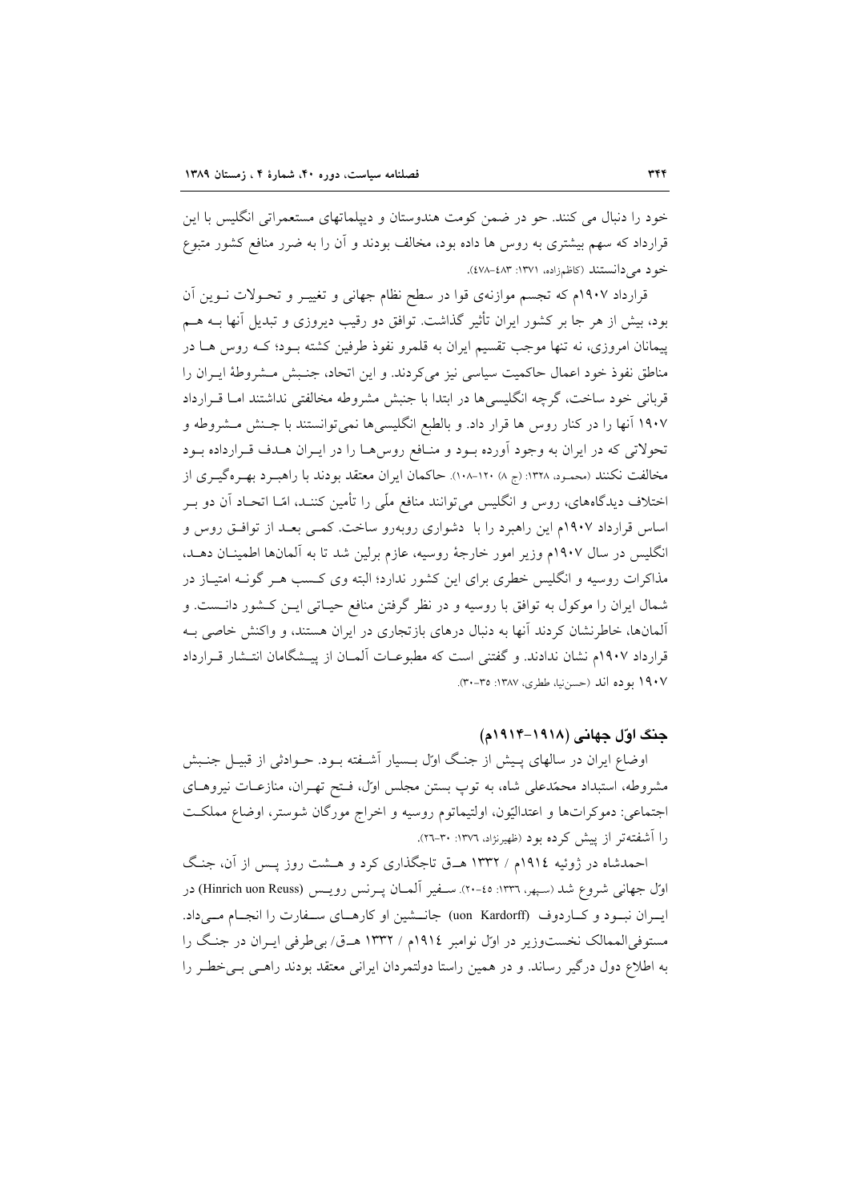خود را دنبال می کنند. حو در ضمن کومت هندوستان و دیپلماتهای مستعمراتی انگلیس با این قرارداد که سهم بیشتری به روس ها داده بود، مخالف بودند و آن را به ضرر منافع کشور متبوع خود می‌دانستند (کاظم‌زاده، ۱۳۷۱: ۴۸۳–۴۷۸).

قرارداد ۱۹۰۷م که تجسم موازنه‌ی قوا در سطح نظام جهانی و تغییر و تحولات نوین آن بود، بیش از هر جا بر کشور ایران تأثیر گذاشت. توافق دو رقیب دیروزی و تبدیل آنها به هم پیمانان امروزی، نه تنها موجب تقسیم ایران به قلمرو نفوذ طرفین کشته بود؛ که روس ها در مناطق نفوذ خود اعمال حاکمیت سیاسی نیز می‌کردند. و این اتحاد، جنبش مشروطهٔ ایران را قربانی خود ساخت، گرچه انگلیسی‌ها در ابتدا با جنبش مشروطه مخالفتی نداشتند اما قرارداد ۱۹۰۷ آنها را در کنار روس ها قرار داد. و بالطبع انگلیسی‌ها نمی‌توانستند با جنش مشروطه و تحولاتی که در ایران به وجود آورده بود و منافع روس‌ها را در ایران هدف قرارداده بود مخالفت نکنند (محمود، ۱۳۲۸: (ج ۸) ۱۲۰–۱۰۸). حاکمان ایران معتقد بودند با راهبرد بهره‌گیری از اختلاف دیدگاه‌های، روس و انگلیس می‌توانند منافع ملّی را تأمین کنند، امّا اتحاد آن دو بر اساس قرارداد ۱۹۰۷م این راهبرد را با دشواری روبه‌رو ساخت. کمی بعد از توافق روس و انگلیس در سال ۱۹۰۷م وزیر امور خارجهٔ روسیه، عازم برلین شد تا به آلمانها اطمینان دهد، مذاکرات روسیه و انگلیس خطری برای این کشور ندارد؛ البته وی کسب هر گونه امتیاز در شمال ایران را موکول به توافق با روسیه و در نظر گرفتن منافع حیاتی این کشور دانست. و آلمان‌ها، خاطرنشان کردند آنها به دنبال درهای بازتجاری در ایران هستند، و واکنش خاصی به قرارداد ۱۹۰۷م نشان ندادند. و گفتنی است که مطبوعات آلمان از پیشگامان انتشار قرارداد ۱۹۰۷ بوده اند (حسن‌نیا، ططری، ۱۳۸۷: ۳۵–۳۰).

## جنگ اوّل جهانی (۱۹۱۸–۱۹۱۴م)

اوضاع ایران در سالهای پیش از جنگ اوّل بسیار آشفته بود. حوادثی از قبیل جنبش مشروطه، استبداد محمّدعلی شاه، به توپ بستن مجلس اوّل، فتح تهران، منازعات نیروهای اجتماعی: دموکرات‌ها و اعتدالیّون، اولتیماتوم روسیه و اخراج مورگان شوستر، اوضاع مملکت را آشفته‌تر از پیش کرده بود (ظهیرنژاد، ۱۳۷۶: ۳۰–۲۶).

احمدشاه در ژوئیه ۱۹۱۴م / ۱۳۳۲ هـق تاجگذاری کرد و هشت روز پس از آن، جنگ اوّل جهانی شروع شد (سپهر، ۱۳۳۶: ۴۵–۲۰). سفیر آلمان پرنس رویس (Hinrich uon Reuss) در ایران نبود و کاردوف (uon Kardorff) جانشین او کارهای سفارت را انجام می‌داد. مستوفی‌الممالک نخست‌وزیر در اوّل نوامبر ۱۹۱۴م / ۱۳۳۲ هـق/ بی‌طرفی ایران در جنگ را به اطلاع دول درگیر رساند. و در همین راستا دولتمردان ایرانی معتقد بودند راهی بی‌خطر را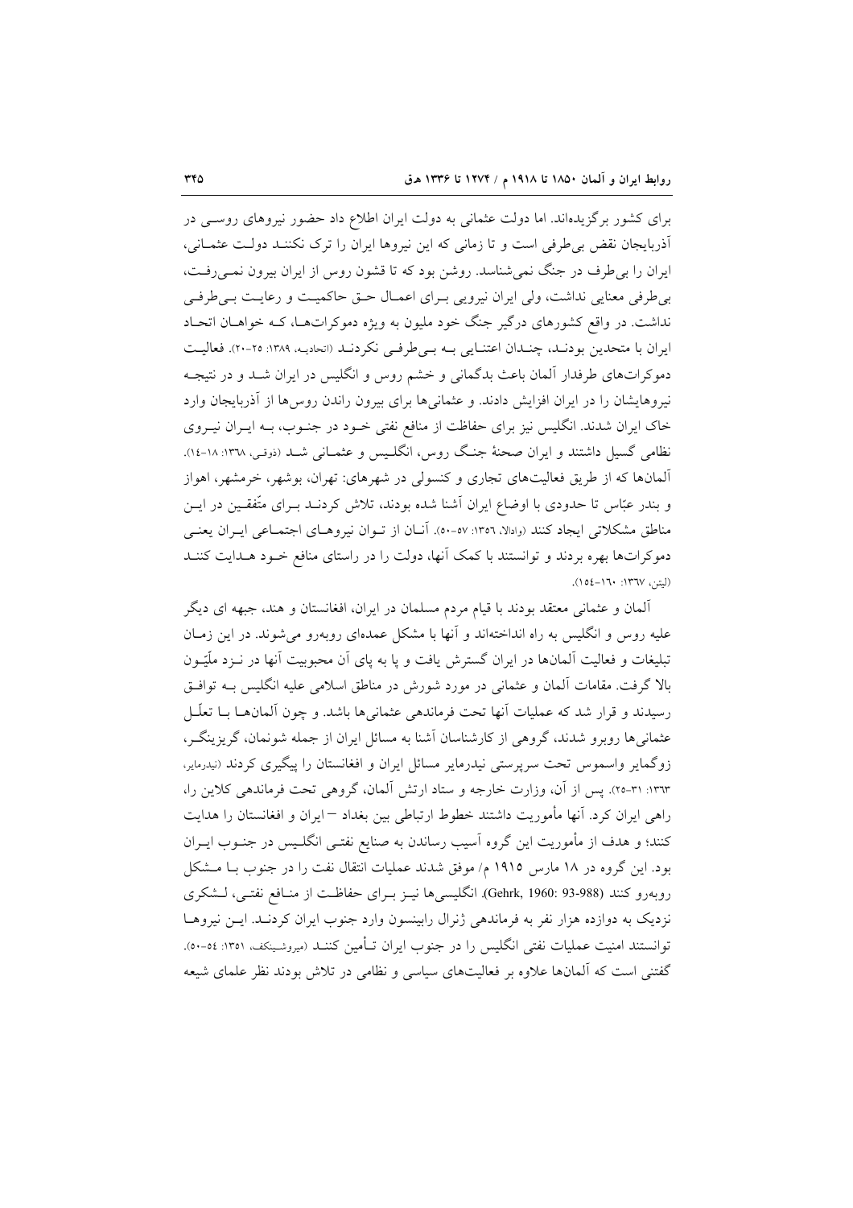برای کشور برگزیده‌اند. اما دولت عثمانی به دولت ایران اطلاع داد حضور نیروهای روسـی در آذربایجان نقض بی‌طرفی است و تا زمانی که این نیروها ایران را ترک نکننـد دولـت عثمـانی، ایران را بی‌طرف در جنگ نمی‌شناسد. روشن بود که تا قشون روس از ایران بیرون نمـی‌رفـت، بی‌طرفی معنایی نداشت، ولی ایران نیرویی بـرای اعمـال حـق حاکمیـت و رعایـت بـی‌طرفـی نداشت. در واقع کشورهای درگیر جنگ خود ملیون به ویژه دموکرات‌هـا، کـه خواهـان اتحـاد ایران با متحدین بودنـد، چنـدان اعتنـایی بـه بـی‌طرفـی نکردنـد (اتحادیـه، ۱۳۸۹: ۲۵-۲۰). فعالیـت دموکرات‌های طرفدار آلمان باعث بدگمانی و خشم روس و انگلیس در ایران شـد و در نتیجـه نیروهایشان را در ایران افزایش دادند. و عثمانی‌ها برای بیرون راندن روس‌ها از آذربایجان وارد خاک ایران شدند. انگلیس نیز برای حفاظت از منافع نفتی خـود در جنـوب، بـه ایـران نیـروی نظامی گسیل داشتند و ایران صحنهٔ جنـگ روس، انگلـیس و عثمـانی شـد (ذوقی، ۱۳٦۸: ۱۸-۱٤). آلمان‌ها که از طریق فعالیت‌های تجاری و کنسولی در شهرهای: تهران، بوشهر، خرمشهر، اهواز و بندر عبّاس تا حدودی با اوضاع ایران آشنا شده بودند، تلاش کردنـد بـرای متّفقـین در ایـن مناطق مشکلاتی ایجاد کنند (وادالا، ۱۳٥٦: ٥۷-٥۰). آنـان از تـوان نیروهـای اجتمـاعی ایـران یعنـی دموکرات‌ها بهره بردند و توانستند با کمک آنها، دولت را در راستای منافع خـود هـدایت کننـد (لیتن، ۱۳٦۷: ۱٦۰-۱٥٤).

آلمان و عثمانی معتقد بودند با قیام مردم مسلمان در ایران، افغانستان و هند، جبهه ای دیگر علیه روس و انگلیس به راه انداخته‌اند و آنها با مشکل عمده‌ای روبه‌رو می‌شوند. در این زمـان تبلیغات و فعالیت آلمان‌ها در ایران گسترش یافت و پا به پای آن محبوبیت آنها در نـزد ملّیـون بالا گرفت. مقامات آلمان و عثمانی در مورد شورش در مناطق اسلامی علیه انگلیس بـه توافـق رسیدند و قرار شد که عملیات آنها تحت فرماندهی عثمانی‌ها باشد. و چون آلمان‌هـا بـا تعلّـل عثمانی‌ها روبرو شدند، گروهی از کارشناسان آشنا به مسائل ایران از جمله شونمان، گریزینگـر، زوگمایر واسموس تحت سرپرستی نیدرمایر مسائل ایران و افغانستان را پیگیری کردند (نیدرمایر، ۱۳٦۳: ۳۱-۲٥). پس از آن، وزارت خارجه و ستاد ارتش آلمان، گروهی تحت فرماندهی کلاین را، راهی ایران کرد. آنها مأموریت داشتند خطوط ارتباطی بین بغداد – ایران و افغانستان را هدایت کنند؛ و هدف از مأموریت این گروه آسیب رساندن به صنایع نفتـی انگلـیس در جنـوب ایـران بود. این گروه در ۱۸ مارس ۱۹۱۵ م/ موفق شدند عملیات انتقال نفت را در جنوب بـا مـشکل روبه‌رو کنند (Gehrk, 1960: 93-988). انگلیسی‌ها نیـز بـرای حفاظـت از منـافع نفتـی، لـشکری نزدیک به دوازده هزار نفر به فرماندهی ژنرال رابینسون وارد جنوب ایران کردنـد. ایـن نیروهـا توانستند امنیت عملیات نفتی انگلیس را در جنوب ایران تـأمین کننـد (میروشـنیکف، ۱۳٥۱: ٥٤-٥۰). گفتنی است که آلمان‌ها علاوه بر فعالیت‌های سیاسی و نظامی در تلاش بودند نظر علمای شیعه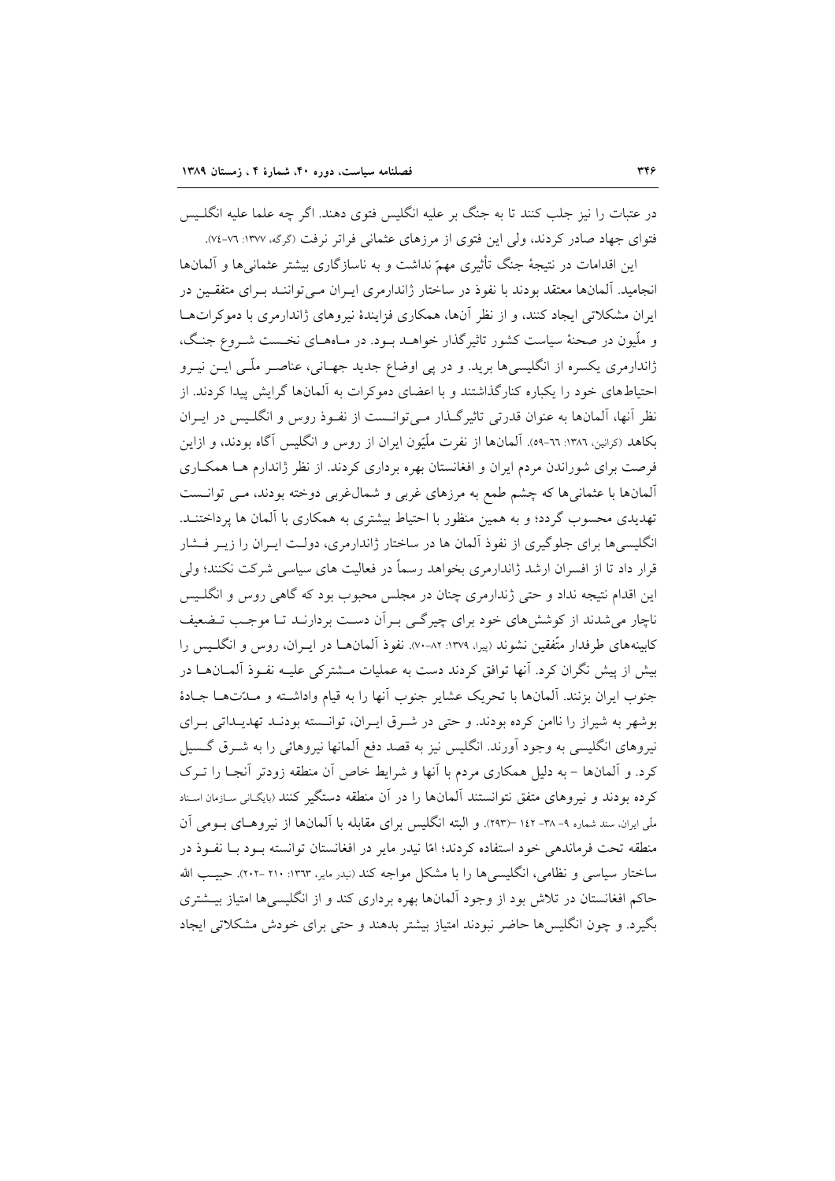در عتبات را نیز جلب کنند تا به جنگ بر علیه انگلیس فتوی دهند. اگر چه علما علیه انگلیس فتوای جهاد صادر کردند، ولی این فتوی از مرزهای عثمانی فراتر نرفت (گرگه، ۱۳۷۷: ۷۶-۷٤).

این اقدامات در نتیجهٔ جنگ تأثیری مهمّ نداشت و به ناسازگاری بیشتر عثمانی‌ها و آلمان‌ها انجامید. آلمان‌ها معتقد بودند با نفوذ در ساختار ژاندارمری ایـران مـی‌تواننـد بـرای متفقـین در ایران مشکلاتی ایجاد کنند، و از نظر آن‌ها، همکاری فزایندهٔ نیروهای ژاندارمری با دموکرات‌هـا و ملّیون در صحنهٔ سیاست کشور تاثیرگذار خواهـد بـود. در مـاه‌هـای نخـست شـروع جنـگ، ژاندارمری یکسره از انگلیسی‌ها برید. و در پی اوضاع جدید جهـانی، عناصـر ملّـی ایـن نیـرو احتیاط‌های خود را یکباره کنارگذاشتند و با اعضای دموکرات به آلمان‌ها گرایش پیدا کردند. از نظر آنها، آلمان‌ها به عنوان قدرتی تاثیرگـذار مـی‌توانـست از نفـوذ روس و انگلـیس در ایـران بکاهد (کرانین، ۱۳۸٦: ٦٦-٥۹). آلمان‌ها از نفرت ملّیون ایران از روس و انگلیس آگاه بودند، و ازاین فرصت برای شوراندن مردم ایران و افغانستان بهره برداری کردند. از نظر ژاندارم هـا همکـاری آلمان‌ها با عثمانی‌ها که چشم طمع به مرزهای غربی و شمال‌غربی دوخته بودند، مـی توانـست تهدیدی محسوب گردد؛ و به همین منظور با احتیاط بیشتری به همکاری با آلمان ها پرداختنـد. انگلیسی‌ها برای جلوگیری از نفوذ آلمان ها در ساختار ژاندارمری، دولـت ایـران را زیـر فـشار قرار داد تا از افسران ارشد ژاندارمری بخواهد رسماً در فعالیت های سیاسی شرکت نکنند؛ ولی این اقدام نتیجه نداد و حتی ژندارمری چنان در مجلس محبوب بود که گاهی روس و انگلـیس ناچار می‌شدند از کوشش‌های خود برای چیرگـی بـرآن دسـت بردارنـد تـا موجـب تـضعیف کابینه‌های طرفدار متّفقین نشوند (پیرا، ۱۳۷۹: ۸۲-۷۰). نفوذ آلمان‌هـا در ایـران، روس و انگلـیس را بیش از پیش نگران کرد. آنها توافق کردند دست به عملیات مـشترکی علیـه نفـوذ آلمـان‌هـا در جنوب ایران بزنند. آلمان‌ها با تحریک عشایر جنوب آنها را به قیام واداشـته و مـدّت‌هـا جـادهٔ بوشهر به شیراز را ناامن کرده بودند. و حتی در شـرق ایـران، توانـسته بودنـد تهدیـداتی بـرای نیروهای انگلیسی به وجود آورند. انگلیس نیز به قصد دفع آلمانها نیروهائی را به شـرق گـسیل کرد. و آلمان‌ها – به دلیل همکاری مردم با آنها و شرایط خاص آن منطقه زودتر آنجـا را تـرک کرده بودند و نیروهای متفق نتوانستند آلمان‌ها را در آن منطقه دستگیر کنند (بایگانی سازمان اسناد ملّی ایران، سند شماره ۹- ۳۸- ۱٤۲ -(۲۹۳). و البته انگلیس برای مقابله با آلمان‌ها از نیروهـای بـومی آن منطقه تحت فرماندهی خود استفاده کردند؛ امّا نیدر مایر در افغانستان توانسته بـود بـا نفـوذ در ساختار سیاسی و نظامی، انگلیسی‌ها را با مشکل مواجه کند (نیدر مایر، ۱۳٦۳: ۲۱۰ -۲۰۲). حبیـب الله حاکم افغانستان در تلاش بود از وجود آلمان‌ها بهره برداری کند و از انگلیسی‌ها امتیاز بیـشتری بگیرد. و چون انگلیس‌ها حاضر نبودند امتیاز بیشتر بدهند و حتی برای خودش مشکلاتی ایجاد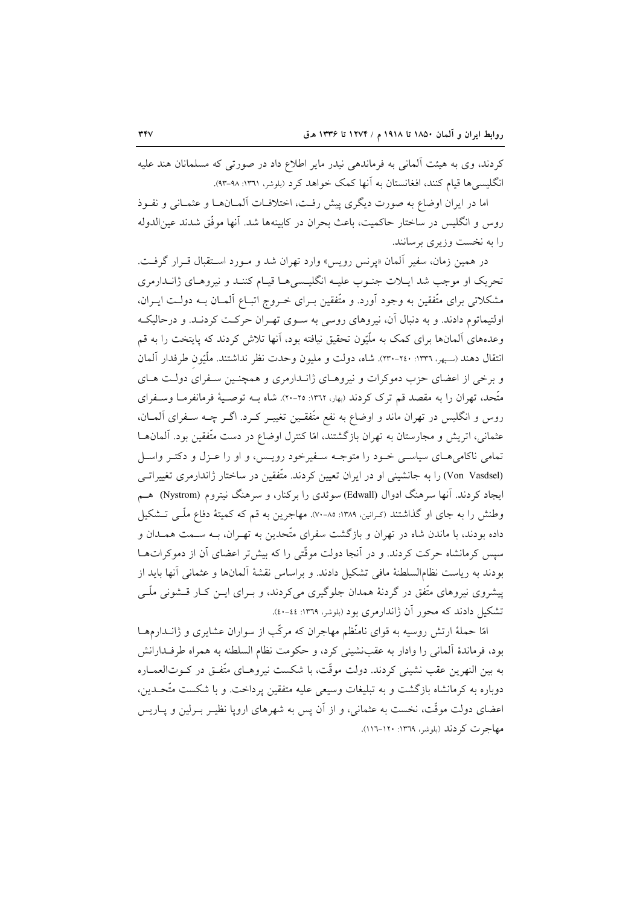کردند، وی به هیئت آلمانی به فرماندهی نیدر مایر اطلاع داد در صورتی که مسلمانان هند علیه انگلیسی‌ها قیام کنند، افغانستان به آنها کمک خواهد کرد (بلوشر، ١٣٦١: ٩٨-٩٣).

اما در ایران اوضاع به صورت دیگری پیش رفـت، اختلافـات آلمـان‌هـا و عثمـانی و نفـوذ روس و انگلیس در ساختار حاکمیت، باعث بحران در کابینه‌ها شد. آنها موفّق شدند عین‌الدوله را به نخست وزیری برسانند.

در همین زمان، سفیر آلمان «پرنس رویس» وارد تهران شد و مـورد اسـتقبال قـرار گرفـت. تحریک او موجب شد ایـلات جنـوب علیـه انگلیسـی‌هـا قیـام کننـد و نیروهـای ژانـدارمری مشکلاتی برای متّفقین به وجود آورد. و متّفقین بـرای خـروج اتبـاع آلمـان بـه دولـت ایـران، اولتیماتوم دادند. و به دنبال آن، نیروهای روسی به سـوی تهـران حرکـت کردنـد. و درحالیکـه وعده‌های آلمان‌ها برای کمک به ملّیّون تحقیق نیافته بود، آنها تلاش کردند که پایتخت را به قم انتقال دهند (سپهر، ١٣٣٦: ٢٤٠-٢٣٠). شاه، دولت و ملیون وحدت نظر نداشتند. ملّیّون طرفدار آلمان و برخی از اعضای حزب دموکرات و نیروهـای ژانـدارمری و همچنـین سـفرای دولـت هـای متّحد، تهران را به مقصد قم ترک کردند (بهار، ١٣٦٢: ٢٥-٢٠). شاه بـه توصـیهٔ فرمانفرمـا وسـفرای روس و انگلیس در تهران ماند و اوضاع به نفع متّفقیـن تغییـر کـرد. اگـر چـه سـفرای آلمـان، عثمانی، اتریش و مجارستان به تهران بازگشتند، امّا کنترل اوضاع در دست متّفقین بود. آلمان‌هـا تمامی ناکامی‌هـای سیاسـی خـود را متوجـه سـفیرخود رویـس، و او را عـزل و دکتـر واسـل (Von Vasdsel) را به جانشینی او در ایران تعیین کردند. متّفقین در ساختار ژاندارمری تغییراتـی ایجاد کردند. آنها سرهنگ ادوال (Edwall) سوئدی را برکنار، و سرهنگ نیتروم (Nystrom) هـم وطنش را به جای او گذاشتند (کرانین، ١٣٨٩: ٨٥-٧٠). مهاجرین به قم که کمیتهٔ دفاع ملّـی تـشکیل داده بودند، با ماندن شاه در تهران و بازگشت سفرای متّحدین به تهـران، بـه سـمت همـدان و سپس کرمانشاه حرکت کردند. و در آنجا دولت موقّتی را که بیش‌تر اعضای آن از دموکرات‌هـا بودند به ریاست نظام‌السلطنهٔ مافی تشکیل دادند. و براساس نقشهٔ آلمان‌ها و عثمانی آنها باید از پیشروی نیروهای متّفق در گردنهٔ همدان جلوگیری می‌کردند، و بـرای ایـن کـار قـشونی ملّـی تشکیل دادند که محور آن ژاندارمری بود (بلوشر، ١٣٦٩: ٤٤-٤٠).

امّا حملهٔ ارتش روسیه به قوای نامنّظم مهاجران که مرکّب از سواران عشایری و ژانـدارمهـا بود، فرماندهٔ آلمانی را وادار به عقب‌نشینی کرد، و حکومت نظام السلطنه به همراه طرفـدارانش به بین النهرین عقب نشینی کردند. دولت موقّت، با شکست نیروهـای متّفـق در کـوت‌العمـاره دوباره به کرمانشاه بازگشت و به تبلیغات وسیعی علیه متفقین پرداخت. و با شکست متّحـدین، اعضای دولت موقّت، نخست به عثمانی، و از آن پس به شهرهای اروپا نظیـر بـرلین و پـاریس مهاجرت کردند (بلوشر، ١٣٦٩: ١٢٠-١١٦).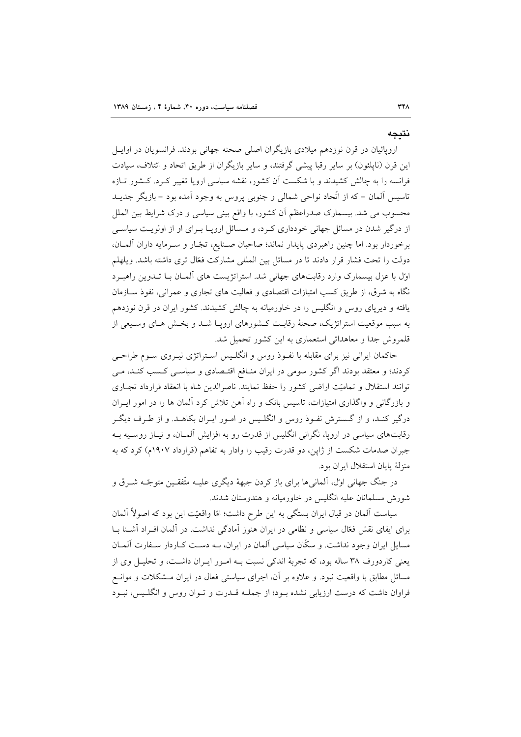## نتیجه

اروپائیان در قرن نوزدهم میلادی بازیگران اصلی صحنه جهانی بودند. فرانسویان در اوایل این قرن (ناپلئون) بر سایر رقبا پیشی گرفتند، و سایر بازیگران از طریق اتحاد و ائتلاف، سیادت فرانسه را به چالش کشیدند و با شکست آن کشور، نقشه سیاسی اروپا تغییر کرد. کشور تازه تاسیس آلمان - که از اتّحاد نواحی شمالی و جنوبی پروس به وجود آمده بود - بازیگر جدید محسوب می شد. بیسمارک صدراعظم آن کشور، با واقع بینی سیاسی و درک شرایط بین الملل از درگیر شدن در مسائل جهانی خودداری کرد، و مسائل اروپا برای او از اولویت سیاسی برخوردار بود. اما چنین راهبردی پایدار نماند؛ صاحبان صنایع، تجّار و سرمایه داران آلمان، دولت را تحت فشار قرار دادند تا در مسائل بین المللی مشارکت فعّال تری داشته باشد. ویلهلم اوّل با عزل بیسمارک وارد رقابت‌های جهانی شد. استراتژیست های آلمان با تدوین راهبرد نگاه به شرق، از طریق کسب امتیازات اقتصادی و فعالیت های تجاری و عمرانی، نفوذ سازمان یافته و دیرپای روس و انگلیس را در خاورمیانه به چالش کشیدند. کشور ایران در قرن نوزدهم به سبب موقعیت استراتژیک، صحنهٔ رقابت کشورهای اروپا شد و بخش های وسیعی از قلمروش جدا و معاهداتی استعماری به این کشور تحمیل شد.

حاکمان ایرانی نیز برای مقابله با نفوذ روس و انگلیس استراتژی نیروی سوم طراحی کردند؛ و معتقد بودند اگر کشور سومی در ایران منافع اقتصادی و سیاسی کسب کند، می توانند استقلال و تمامیّت اراضی کشور را حفظ نمایند. ناصرالدین شاه با انعقاد قرارداد تجاری و بازرگانی و واگذاری امتیازات، تاسیس بانک و راه آهن تلاش کرد آلمان ها را در امور ایران درگیر کند، و از گسترش نفوذ روس و انگلیس در امور ایران بکاهد. و از طرف دیگر رقابت‌های سیاسی در اروپا، نگرانی انگلیس از قدرت رو به افزایش آلمان، و نیاز روسیه به جبران صدمات شکست از ژاپن، دو قدرت رقیب را وادار به تفاهم (قرارداد ۱۹۰۷م) کرد که به منزلهٔ پایان استقلال ایران بود.

در جنگ جهانی اوّل، آلمانی‌ها برای باز کردن جبههٔ دیگری علیه متّفقین متوجّه شرق و شورش مسلمانان علیه انگلیس در خاورمیانه و هندوستان شدند.

سیاست آلمان در قبال ایران بستگی به این طرح داشت؛ امّا واقعیّت این بود که اصولاً آلمان برای ایفای نقش فعّال سیاسی و نظامی در ایران هنوز آمادگی نداشت. در آلمان افراد آشنا با مسایل ایران وجود نداشت. و سکّان سیاسی آلمان در ایران، به دست کاردار سفارت آلمان یعنی کاردورف ۳۸ ساله بود، که تجربهٔ اندکی نسبت به امور ایران داشت، و تحلیل وی از مسائل مطابق با واقعیت نبود. و علاوه بر آن، اجرای سیاستی فعال در ایران مشکلات و موانع فراوان داشت که درست ارزیابی نشده بود؛ از جمله قدرت و توان روس و انگلیس، نبود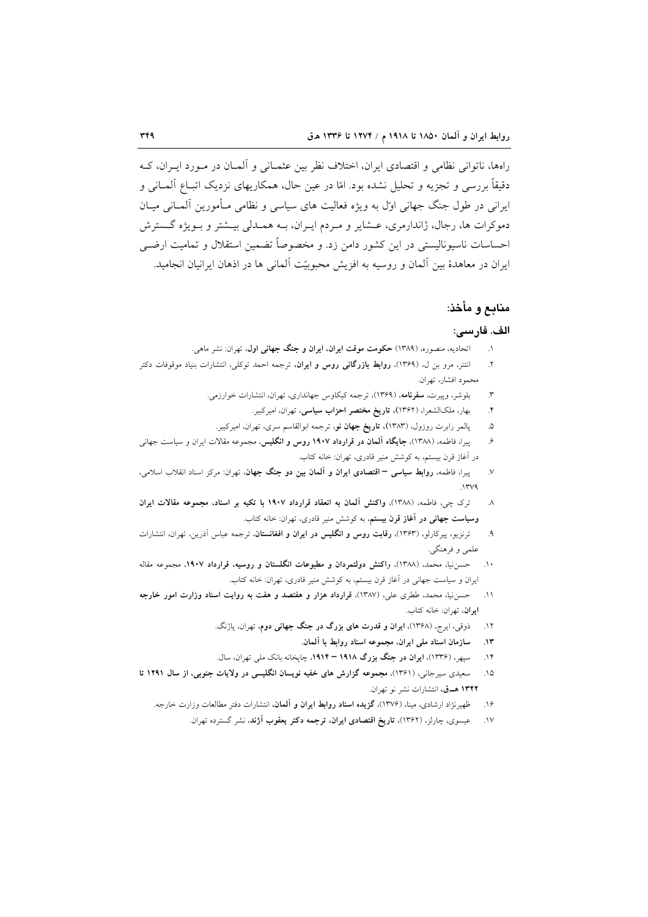راهها، ناتوانی نظامی و اقتصادی ایران، اختلاف نظر بین عثمـانی و آلمـان در مـورد ایـران، کـه دقیقاً بررسی و تجزیه و تحلیل نشده بود. امّا در عین حال، همکاریهای نزدیک اتبـاع آلمـانی و ایرانی در طول جنگ جهانی اوّل به ویژه فعالیت های سیاسی و نظامی مـأمورین آلمـانی میـان دموکرات ها، رجال، ژاندارمری، عـشایر و مـردم ایـران، بـه همـدلی بیـشتر و بـویژه گـسترش احساسات ناسیونالیستی در این کشور دامن زد. و مخصوصاً تضمین استقلال و تمامیت ارضـی ایران در معاهدهٔ بین آلمان و روسیه به افزیش محبوبیّت آلمانی ها در اذهان ایرانیان انجامید.

## منابع و مأخذ:

### الف. فارسی:

۱. اتحادیه، منصوره، (۱۳۸۹) **حکومت موقت ایران، ایران و جنگ جهانی اول**، تهران: نشر ماهی.

۲. انتنر، مرو بن ل، (۱۳۶۹)، **روابط بازرگانی روس و ایران**، ترجمه احمد توکلی، انتشارات بنیاد موقوفات دکتر محمود افشار، تهران.

۳. بلوشر، ویپرت، **سفرنامه**، (۱۳۶۹)، ترجمه کیکاوس جهانداری، تهران، انتشارات خوارزمی.

۴. بهار، ملک‌الشعرا، (۱۳۶۲)، **تاریخ مختصر احزاب سیاسی**، تهران، امیرکبیر.

۵. پالمر رابرت روزول، (۱۳۸۳)، **تاریخ جهان نو**، ترجمه ابوالقاسم سری، تهران، امیرکبیر.

۶. پیرا، فاطمه، (۱۳۸۸)، **جایگاه آلمان در قرارداد ۱۹۰۷ روس و انگلیس**، مجموعه مقالات ایران و سیاست جهانی در آغاز قرن بیستم، به کوشش منیر قادری، تهران: خانه کتاب.

۷. پیرا، فاطمه، **روابط سیاسی – اقتصادی ایران و آلمان بین دو جنگ جهان**، تهران: مرکز اسناد انقلاب اسلامی، ۱۳۷۹.

۸. ترک چی، فاطمه، (۱۳۸۸)، **واکنش آلمان به انعقاد قرارداد ۱۹۰۷ با تکیه بر اسناد، مجموعه مقالات ایران وسیاست جهانی در آغاز قرن بیستم**، به کوشش منیر قادری، تهران: خانه کتاب.

۹. ترنزیو، پیرکارلو، (۱۳۶۳)، **رقابت روس و انگلیس در ایران و افغانستان**، ترجمه عباس آذرین، تهران، انتشارات علمی و فرهنگی.

۱۰. حسن‌نیا، محمد، (۱۳۸۸)، **واکنش دولتمردان و مطبوعات انگلستان و روسیه، قرارداد ۱۹۰۷**، مجموعه مقاله ایران و سیاست جهانی در آغاز قرن بیستم، به کوشش منیر قادری، تهران: خانه کتاب.

۱۱. حسن‌نیا، محمد، ططری علی، (۱۳۸۷)، **قرارداد هزار و هفتصد و هفت به روایت اسناد وزارت امور خارجه ایران**، تهران: خانه کتاب.

۱۲. ذوقی، ایرج، (۱۳۶۸)، **ایران و قدرت های بزرگ در جنگ جهانی دوم**، تهران، پاژنگ.

۱۳. **سازمان اسناد ملی ایران، مجموعه اسناد روابط با آلمان.**

۱۴. سپهر، (۱۳۳۶)، **ایران در جنگ بزرگ ۱۹۱۸ – ۱۹۱۴**، چاپخانه بانک ملی تهران، سال.

۱۵. سعیدی سیرجانی، (۱۳۶۱)، **مجموعه گزارش های خفیه نویسان انگلیسی در ولایات جنوبی، از سال ۱۲۹۱ تا ۱۳۲۲ هـق**، انتشارات نشر نو تهران.

۱۶. ظهیرنژاد ارشادی، مینا، (۱۳۷۶)، **گزیده اسناد روابط ایران و آلمان**، انتشارات دفتر مطالعات وزارت خارجه.

۱۷. عیسوی، چارلز، (۱۳۶۲)، **تاریخ اقتصادی ایران، ترجمه دکتر یعقوب آژند**، نشر گسترده تهران.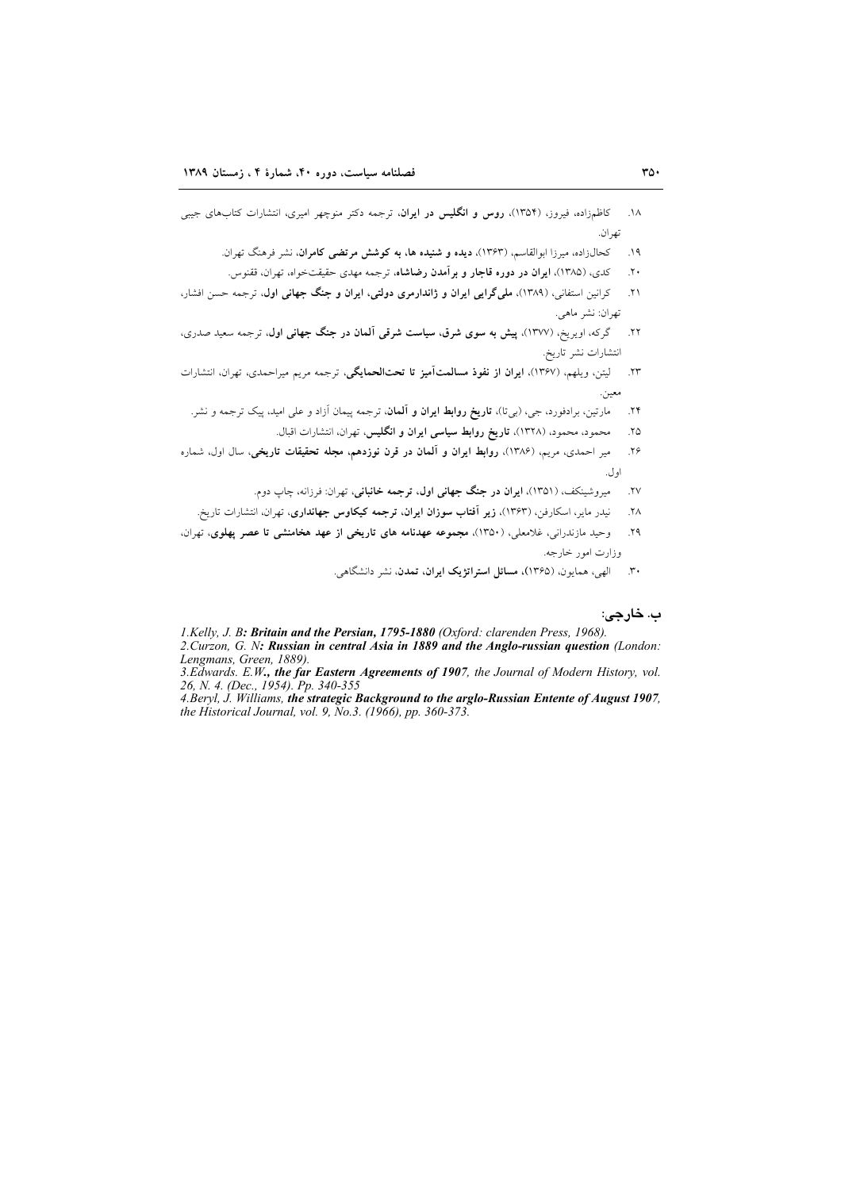۱۸. کاظم‌زاده، فیروز، (۱۳۵۴)، **روس و انگلیس در ایران**، ترجمه دکتر منوچهر امیری، انتشارات کتاب‌های جیبی تهران.

۱۹. کحال‌زاده، میرزا ابوالقاسم، (۱۳۶۳)، **دیده و شنیده ها، به کوشش مرتضی کامران**، نشر فرهنگ تهران.

۲۰. کدی، (۱۳۸۵)، **ایران در دوره قاجار و برآمدن رضاشاه**، ترجمه مهدی حقیقت‌خواه، تهران، ققنوس.

۲۱. کرانین استفانی، (۱۳۸۹)، **ملی‌گرایی ایران و ژاندارمری دولتی، ایران و جنگ جهانی اول**، ترجمه حسن افشار، تهران: نشر ماهی.

۲۲. گرکه، اوبریخ، (۱۳۷۷)، **پیش به سوی شرق، سیاست شرقی آلمان در جنگ جهانی اول**، ترجمه سعید صدری، انتشارات نشر تاریخ.

۲۳. لیتن، ویلهم، (۱۳۶۷)، **ایران از نفوذ مسالمت‌آمیز تا تحت‌الحمایگی**، ترجمه مریم میراحمدی، تهران، انتشارات معین.

۲۴. مارتین، برادفورد، جی، (بی‌تا)، **تاریخ روابط ایران و آلمان**، ترجمه پیمان آزاد و علی امید، پیک ترجمه و نشر.

۲۵. محمود، محمود، (۱۳۲۸)، **تاریخ روابط سیاسی ایران و انگلیس**، تهران، انتشارات اقبال.

۲۶. میر احمدی، مریم، (۱۳۸۶)، **روابط ایران و آلمان در قرن نوزدهم، مجله تحقیقات تاریخی**، سال اول، شماره اول.

۲۷. میروشینکف، (۱۳۵۱)، **ایران در جنگ جهانی اول، ترجمه خانبانی**، تهران: فرزانه، چاپ دوم.

۲۸. نیدر مایر، اسکارفن، (۱۳۶۳)، **زیر آفتاب سوزان ایران، ترجمه کیکاوس جهانداری**، تهران، انتشارات تاریخ.

۲۹. وحید مازندرانی، غلامعلی، (۱۳۵۰)، **مجموعه عهدنامه های تاریخی از عهد هخامنشی تا عصر پهلوی**، تهران، وزارت امور خارجه.

۳۰. الهی، همایون، (۱۳۶۵)، **مسائل استراتژیک ایران، تمدن**، نشر دانشگاهی.

### ب. خارجی:

1.Kelly, J. B**: Britain and the Persian, 1795-1880** *(Oxford: clarenden Press, 1968).*

2.Curzon, G. N**: Russian in central Asia in 1889 and the Anglo-russian question** *(London: Lengmans, Green, 1889).*

3.Edwards. E.W**., the far Eastern Agreements of 1907**, *the Journal of Modern History, vol. 26, N. 4. (Dec., 1954). Pp. 340-355*

4.Beryl, J. Williams, **the strategic Background to the arglo-Russian Entente of August 1907**, *the Historical Journal, vol. 9, No.3. (1966), pp. 360-373.*